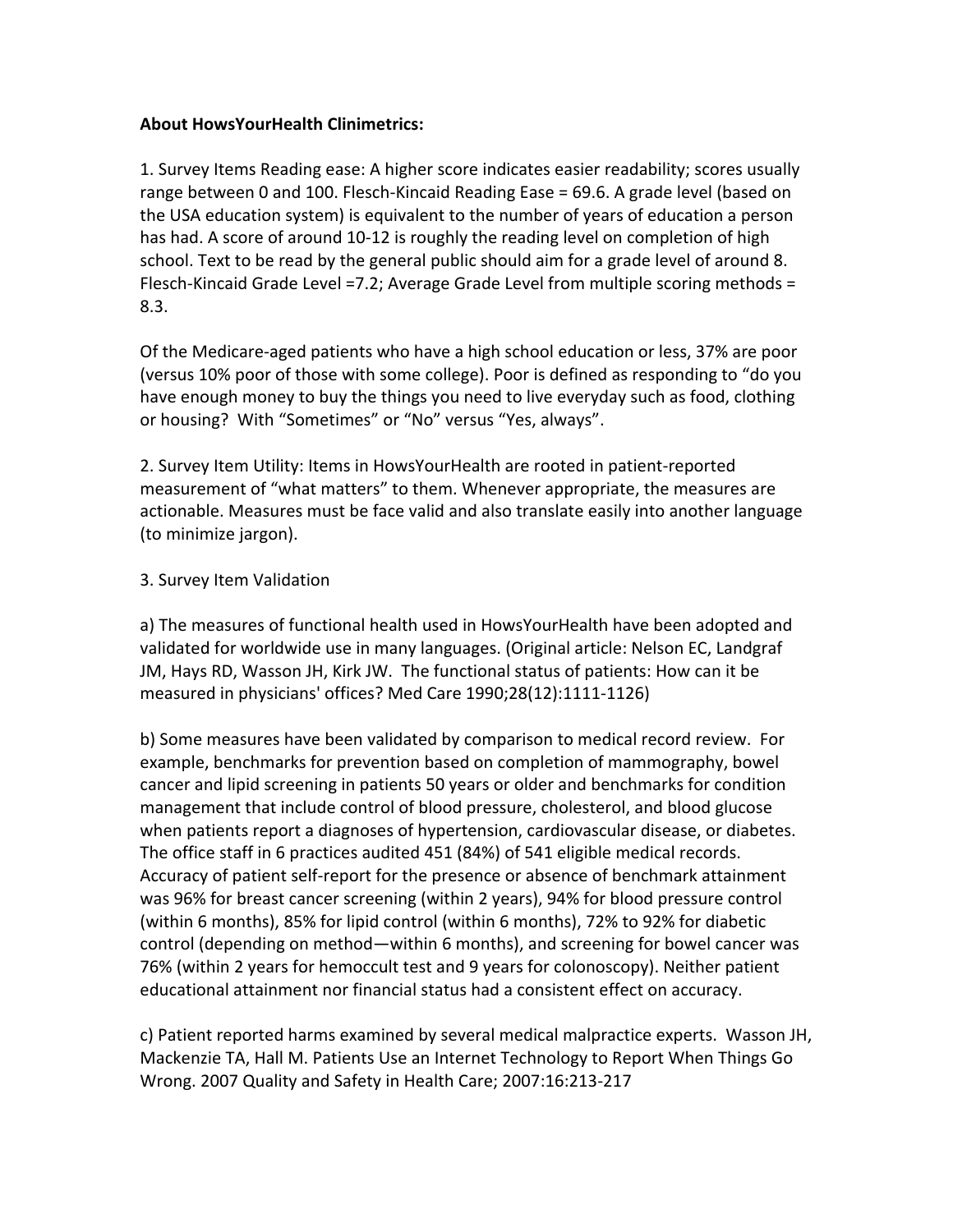**About HowsYourHealth Clinimetrics:**

1. Survey Items Reading ease: A higher score indicates easier readability; scores usually range between 0 and 100. Flesch-Kincaid Reading Ease = 69.6. A grade level (based on the USA education system) is equivalent to the number of years of education a person has had. A score of around 10-12 is roughly the reading level on completion of high school. Text to be read by the general public should aim for a grade level of around 8. Flesch-Kincaid Grade Level =7.2; Average Grade Level from multiple scoring methods = 8.3.

Of the Medicare-aged patients who have a high school education or less, 37% are poor (versus 10% poor of those with some college). Poor is defined as responding to "do you have enough money to buy the things you need to live everyday such as food, clothing or housing? With "Sometimes" or "No" versus "Yes, always".

2. Survey Item Utility: Items in HowsYourHealth are rooted in patient-reported measurement of "what matters" to them. Whenever appropriate, the measures are actionable. Measures must be face valid and also translate easily into another language (to minimize jargon).

3. Survey Item Validation

a) The measures of functional health used in HowsYourHealth have been adopted and validated for worldwide use in many languages. (Original article: Nelson EC, Landgraf JM, Hays RD, Wasson JH, Kirk JW. The functional status of patients: How can it be measured in physicians' offices? Med Care 1990;28(12):1111-1126)

b) Some measures have been validated by comparison to medical record review. For example, benchmarks for prevention based on completion of mammography, bowel cancer and lipid screening in patients 50 years or older and benchmarks for condition management that include control of blood pressure, cholesterol, and blood glucose when patients report a diagnoses of hypertension, cardiovascular disease, or diabetes. The office staff in 6 practices audited 451 (84%) of 541 eligible medical records. Accuracy of patient self-report for the presence or absence of benchmark attainment was 96% for breast cancer screening (within 2 years), 94% for blood pressure control (within 6 months), 85% for lipid control (within 6 months), 72% to 92% for diabetic control (depending on method—within 6 months), and screening for bowel cancer was 76% (within 2 years for hemoccult test and 9 years for colonoscopy). Neither patient educational attainment nor financial status had a consistent effect on accuracy.

c) Patient reported harms examined by several medical malpractice experts. Wasson JH, Mackenzie TA, Hall M. Patients Use an Internet Technology to Report When Things Go Wrong. 2007 Quality and Safety in Health Care; 2007:16:213-217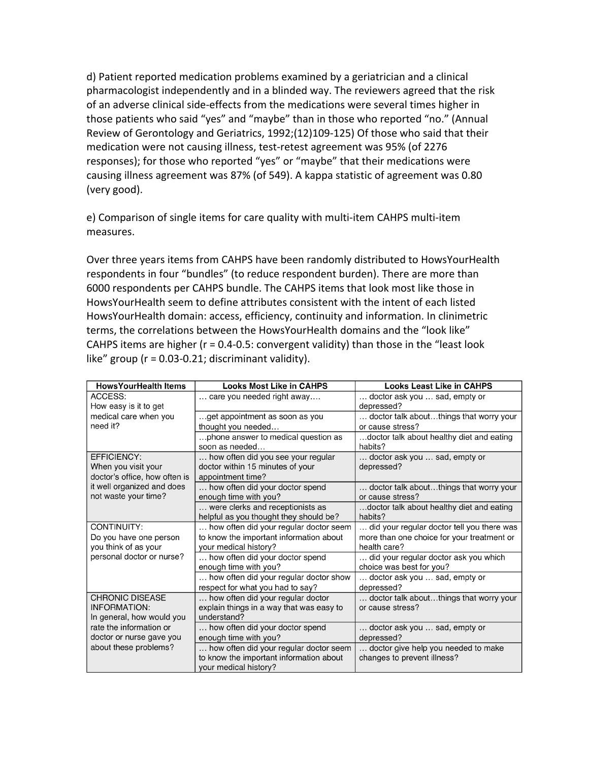d) Patient reported medication problems examined by a geriatrician and a clinical pharmacologist independently and in a blinded way. The reviewers agreed that the risk of an adverse clinical side-effects from the medications were several times higher in those patients who said "yes" and "maybe" than in those who reported "no." (Annual Review of Gerontology and Geriatrics, 1992;(12)109-125) Of those who said that their medication were not causing illness, test-retest agreement was 95% (of 2276 responses); for those who reported "yes" or "maybe" that their medications were causing illness agreement was 87% (of 549). A kappa statistic of agreement was 0.80 (very good).

e) Comparison of single items for care quality with multi-item CAHPS multi-item measures.

Over three years items from CAHPS have been randomly distributed to HowsYourHealth respondents in four "bundles" (to reduce respondent burden). There are more than 6000 respondents per CAHPS bundle. The CAHPS items that look most like those in HowsYourHealth seem to define attributes consistent with the intent of each listed HowsYourHealth domain: access, efficiency, continuity and information. In clinimetric terms, the correlations between the HowsYourHealth domains and the "look like" CAHPS items are higher (r = 0.4-0.5: convergent validity) than those in the "least look like" group (r = 0.03-0.21; discriminant validity).

| HowsYourHealth Items | Looks Most Like in CAHPS | Looks Least Like in CAHPS |
|---|---|---|
| ACCESS: How easy is it to get medical care when you need it? | … care you needed right away…. | … doctor ask you … sad, empty or depressed? |
| | …get appointment as soon as you thought you needed… | … doctor talk about…things that worry your or cause stress? |
| | …phone answer to medical question as soon as needed… | …doctor talk about healthy diet and eating habits? |
| EFFICIENCY: When you visit your doctor's office, how often is it well organized and does not waste your time? | … how often did you see your regular doctor within 15 minutes of your appointment time? | … doctor ask you … sad, empty or depressed? |
| | … how often did your doctor spend enough time with you? | … doctor talk about…things that worry your or cause stress? |
| | … were clerks and receptionists as helpful as you thought they should be? | …doctor talk about healthy diet and eating habits? |
| CONTINUITY: Do you have one person you think of as your personal doctor or nurse? | … how often did your regular doctor seem to know the important information about your medical history? | … did your regular doctor tell you there was more than one choice for your treatment or health care? |
| | … how often did your doctor spend enough time with you? | … did your regular doctor ask you which choice was best for you? |
| | … how often did your regular doctor show respect for what you had to say? | … doctor ask you … sad, empty or depressed? |
| CHRONIC DISEASE INFORMATION: In general, how would you rate the information or doctor or nurse gave you about these problems? | … how often did your regular doctor explain things in a way that was easy to understand? | … doctor talk about…things that worry your or cause stress? |
| | … how often did your doctor spend enough time with you? | … doctor ask you … sad, empty or depressed? |
| | … how often did your regular doctor seem to know the important information about your medical history? | … doctor give help you needed to make changes to prevent illness? |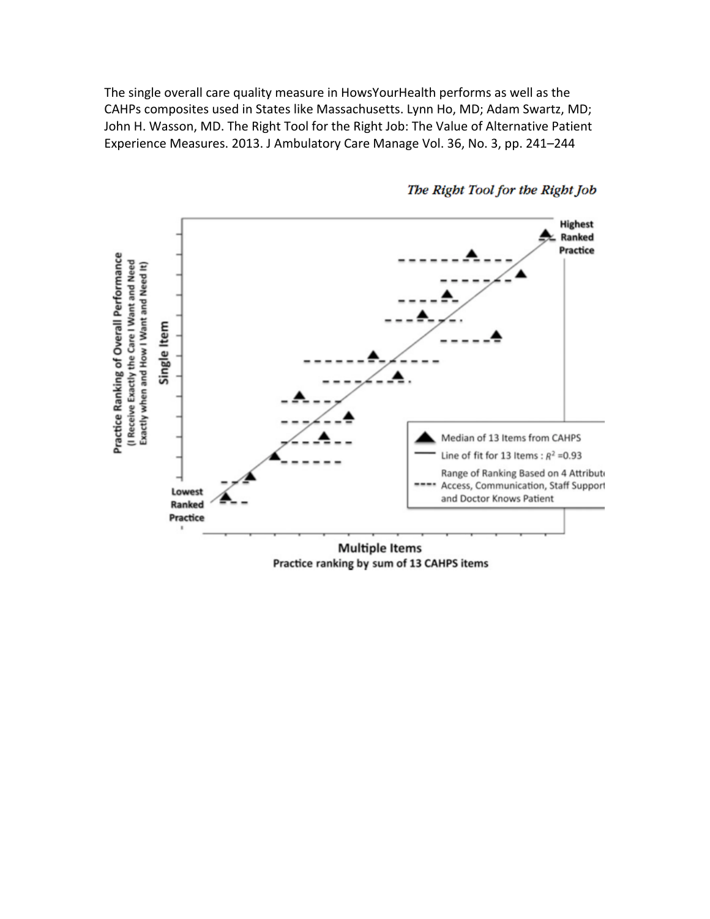The single overall care quality measure in HowsYourHealth performs as well as the CAHPs composites used in States like Massachusetts. Lynn Ho, MD; Adam Swartz, MD; John H. Wasson, MD. The Right Tool for the Right Job: The Value of Alternative Patient Experience Measures. 2013. J Ambulatory Care Manage Vol. 36, No. 3, pp. 241–244

*The Right Tool for the Right Job*

Practice Ranking of Overall Performance
(I Receive Exactly the Care I Want and Need Exactly when and How I Want and Need It)

Single Item

Highest Ranked Practice

Lowest Ranked Practice

Median of 13 Items from CAHPS

Line of fit for 13 Items : $R^2$ =0.93

Range of Ranking Based on 4 Attributes Access, Communication, Staff Support and Doctor Knows Patient

Multiple Items

Practice ranking by sum of 13 CAHPS items